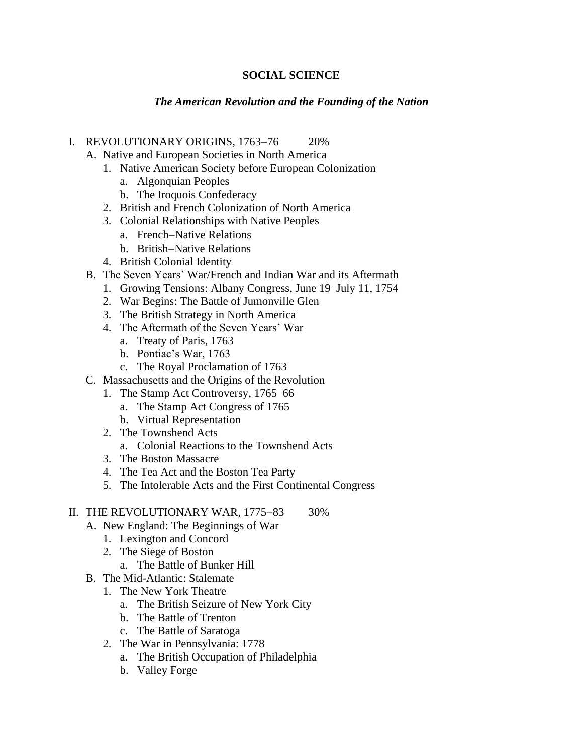**SOCIAL SCIENCE**

***The American Revolution and the Founding of the Nation***

I. REVOLUTIONARY ORIGINS, 1763–76 20%
   A. Native and European Societies in North America
      1. Native American Society before European Colonization
         a. Algonquian Peoples
         b. The Iroquois Confederacy
      2. British and French Colonization of North America
      3. Colonial Relationships with Native Peoples
         a. French–Native Relations
         b. British–Native Relations
      4. British Colonial Identity
   B. The Seven Years' War/French and Indian War and its Aftermath
      1. Growing Tensions: Albany Congress, June 19–July 11, 1754
      2. War Begins: The Battle of Jumonville Glen
      3. The British Strategy in North America
      4. The Aftermath of the Seven Years' War
         a. Treaty of Paris, 1763
         b. Pontiac's War, 1763
         c. The Royal Proclamation of 1763
   C. Massachusetts and the Origins of the Revolution
      1. The Stamp Act Controversy, 1765–66
         a. The Stamp Act Congress of 1765
         b. Virtual Representation
      2. The Townshend Acts
         a. Colonial Reactions to the Townshend Acts
      3. The Boston Massacre
      4. The Tea Act and the Boston Tea Party
      5. The Intolerable Acts and the First Continental Congress

II. THE REVOLUTIONARY WAR, 1775–83 30%
   A. New England: The Beginnings of War
      1. Lexington and Concord
      2. The Siege of Boston
         a. The Battle of Bunker Hill
   B. The Mid-Atlantic: Stalemate
      1. The New York Theatre
         a. The British Seizure of New York City
         b. The Battle of Trenton
         c. The Battle of Saratoga
      2. The War in Pennsylvania: 1778
         a. The British Occupation of Philadelphia
         b. Valley Forge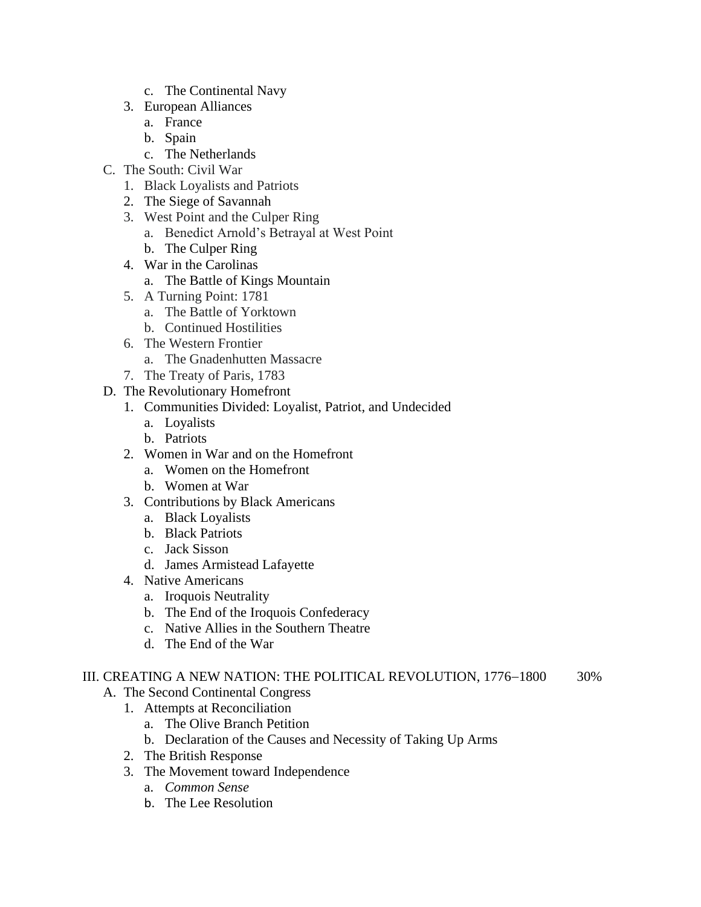- c. The Continental Navy
  3. European Alliances
     - a. France
     - b. Spain
     - c. The Netherlands
- C. The South: Civil War
  1. Black Loyalists and Patriots
  2. The Siege of Savannah
  3. West Point and the Culper Ring
     - a. Benedict Arnold's Betrayal at West Point
     - b. The Culper Ring
  4. War in the Carolinas
     - a. The Battle of Kings Mountain
  5. A Turning Point: 1781
     - a. The Battle of Yorktown
     - b. Continued Hostilities
  6. The Western Frontier
     - a. The Gnadenhutten Massacre
  7. The Treaty of Paris, 1783
- D. The Revolutionary Homefront
  1. Communities Divided: Loyalist, Patriot, and Undecided
     - a. Loyalists
     - b. Patriots
  2. Women in War and on the Homefront
     - a. Women on the Homefront
     - b. Women at War
  3. Contributions by Black Americans
     - a. Black Loyalists
     - b. Black Patriots
     - c. Jack Sisson
     - d. James Armistead Lafayette
  4. Native Americans
     - a. Iroquois Neutrality
     - b. The End of the Iroquois Confederacy
     - c. Native Allies in the Southern Theatre
     - d. The End of the War

III. CREATING A NEW NATION: THE POLITICAL REVOLUTION, 1776–1800 30%

- A. The Second Continental Congress
  1. Attempts at Reconciliation
     - a. The Olive Branch Petition
     - b. Declaration of the Causes and Necessity of Taking Up Arms
  2. The British Response
  3. The Movement toward Independence
     - a. *Common Sense*
     - b. The Lee Resolution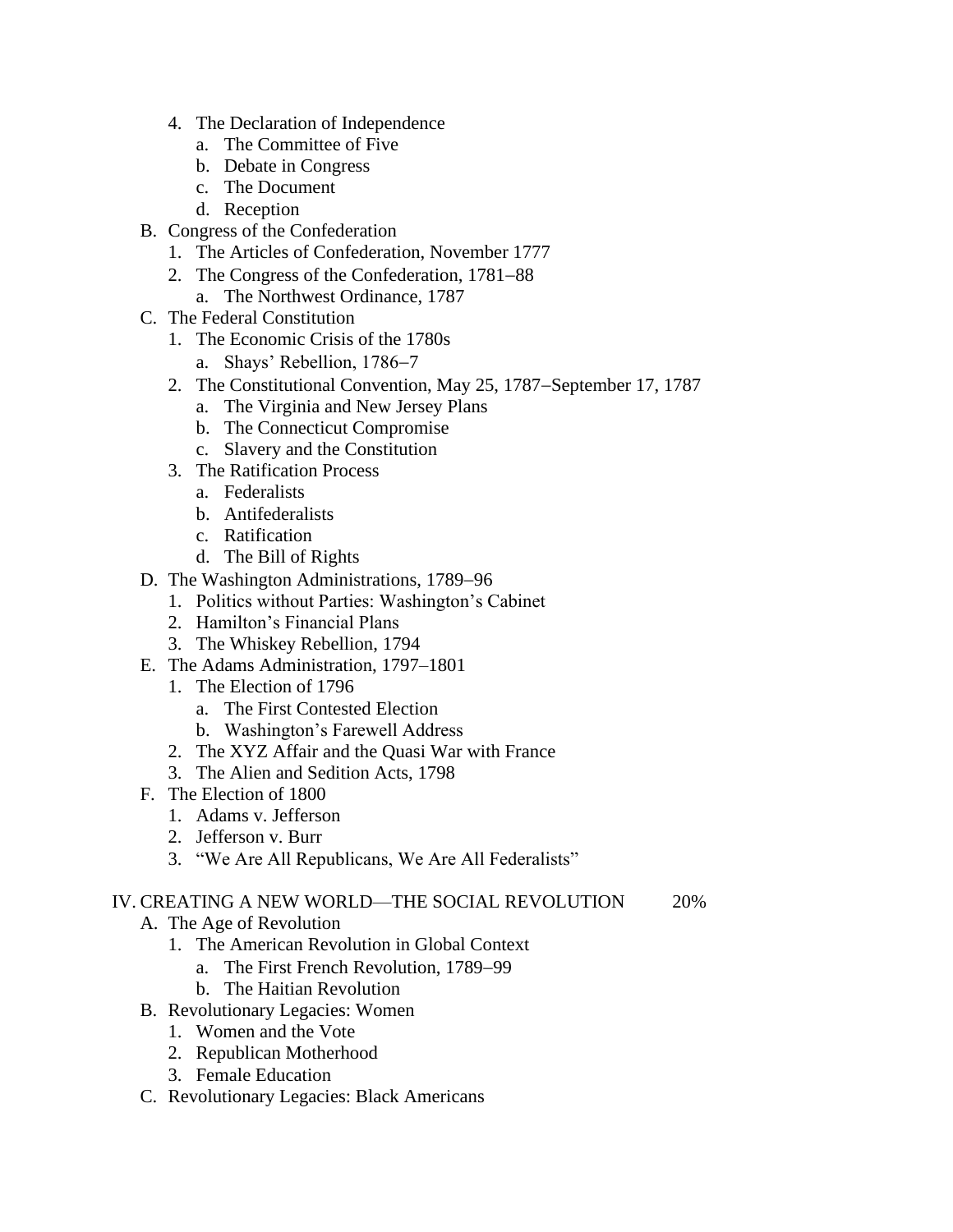4. The Declaration of Independence
    a. The Committee of Five
    b. Debate in Congress
    c. The Document
    d. Reception

B. Congress of the Confederation
1. The Articles of Confederation, November 1777
2. The Congress of the Confederation, 1781−88
    a. The Northwest Ordinance, 1787

C. The Federal Constitution
1. The Economic Crisis of the 1780s
    a. Shays' Rebellion, 1786−7
2. The Constitutional Convention, May 25, 1787−September 17, 1787
    a. The Virginia and New Jersey Plans
    b. The Connecticut Compromise
    c. Slavery and the Constitution
3. The Ratification Process
    a. Federalists
    b. Antifederalists
    c. Ratification
    d. The Bill of Rights

D. The Washington Administrations, 1789−96
1. Politics without Parties: Washington's Cabinet
2. Hamilton's Financial Plans
3. The Whiskey Rebellion, 1794

E. The Adams Administration, 1797–1801
1. The Election of 1796
    a. The First Contested Election
    b. Washington's Farewell Address
2. The XYZ Affair and the Quasi War with France
3. The Alien and Sedition Acts, 1798

F. The Election of 1800
1. Adams v. Jefferson
2. Jefferson v. Burr
3. "We Are All Republicans, We Are All Federalists"

## IV. CREATING A NEW WORLD—THE SOCIAL REVOLUTION 20%

A. The Age of Revolution
1. The American Revolution in Global Context
    a. The First French Revolution, 1789−99
    b. The Haitian Revolution

B. Revolutionary Legacies: Women
1. Women and the Vote
2. Republican Motherhood
3. Female Education

C. Revolutionary Legacies: Black Americans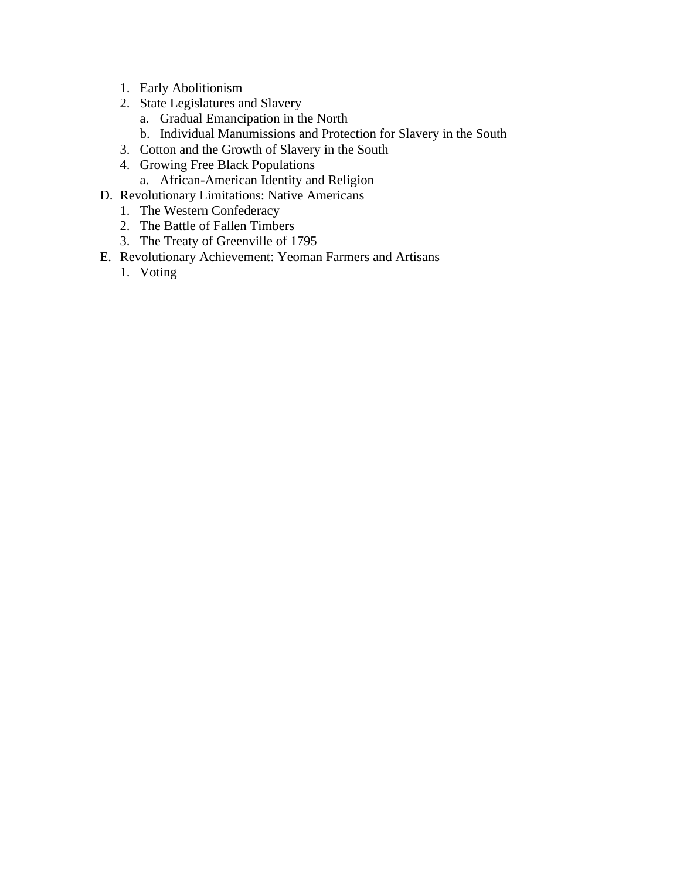1. Early Abolitionism
   2. State Legislatures and Slavery
      a. Gradual Emancipation in the North
      b. Individual Manumissions and Protection for Slavery in the South
   3. Cotton and the Growth of Slavery in the South
   4. Growing Free Black Populations
      a. African-American Identity and Religion
- D. Revolutionary Limitations: Native Americans
   1. The Western Confederacy
   2. The Battle of Fallen Timbers
   3. The Treaty of Greenville of 1795
- E. Revolutionary Achievement: Yeoman Farmers and Artisans
   1. Voting